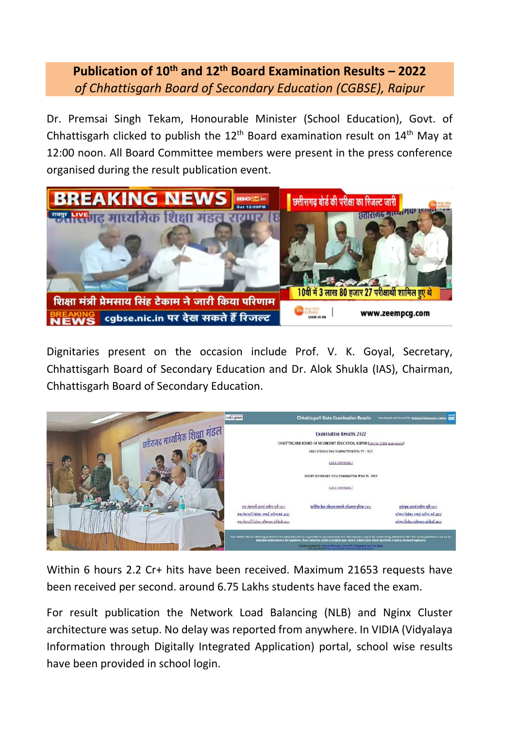**Publication of 10th and 12th Board Examination Results – 2022**
*of Chhattisgarh Board of Secondary Education (CGBSE), Raipur*

Dr. Premsai Singh Tekam, Honourable Minister (School Education), Govt. of Chhattisgarh clicked to publish the 12th Board examination result on 14th May at 12:00 noon. All Board Committee members were present in the press conference organised during the result publication event.

Dignitaries present on the occasion include Prof. V. K. Goyal, Secretary, Chhattisgarh Board of Secondary Education and Dr. Alok Shukla (IAS), Chairman, Chhattisgarh Board of Secondary Education.

Within 6 hours 2.2 Cr+ hits have been received. Maximum 21653 requests have been received per second. around 6.75 Lakhs students have faced the exam.

For result publication the Network Load Balancing (NLB) and Nginx Cluster architecture was setup. No delay was reported from anywhere. In VIDIA (Vidyalaya Information through Digitally Integrated Application) portal, school wise results have been provided in school login.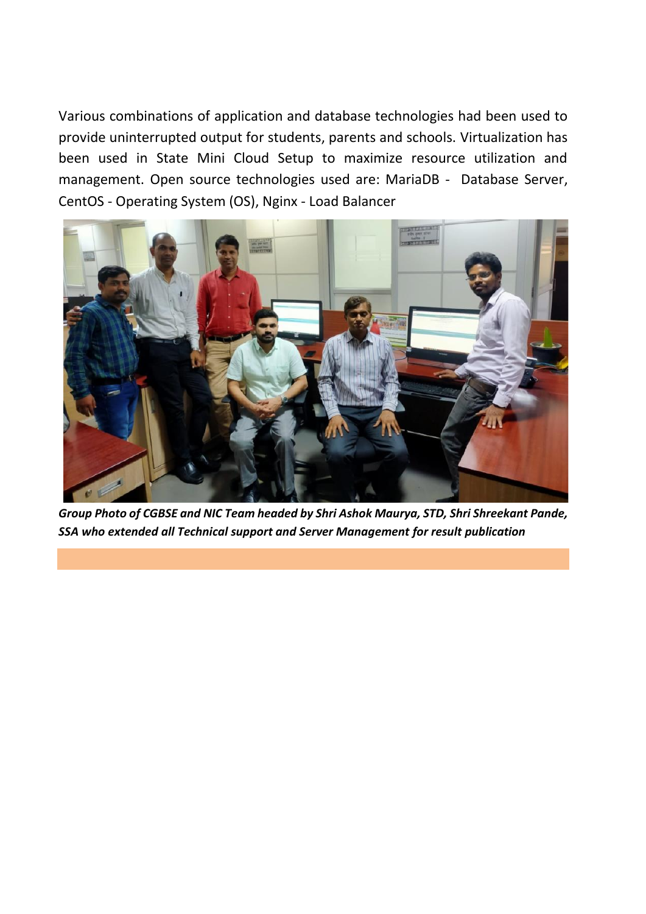Various combinations of application and database technologies had been used to provide uninterrupted output for students, parents and schools. Virtualization has been used in State Mini Cloud Setup to maximize resource utilization and management. Open source technologies used are: MariaDB - Database Server, CentOS - Operating System (OS), Nginx - Load Balancer

***Group Photo of CGBSE and NIC Team headed by Shri Ashok Maurya, STD, Shri Shreekant Pande, SSA who extended all Technical support and Server Management for result publication***